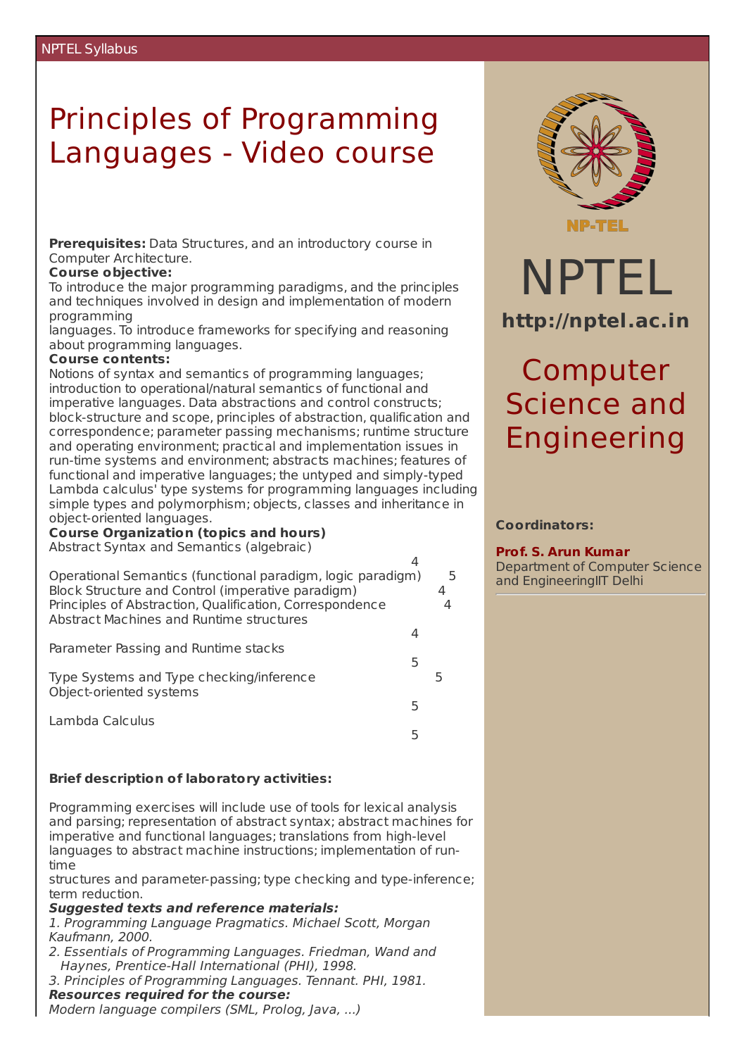NPTEL Syllabus

# Principles of Programming Languages - Video course

**Prerequisites:** Data Structures, and an introductory course in Computer Architecture.

**Course objective:**

To introduce the major programming paradigms, and the principles and techniques involved in design and implementation of modern programming
languages. To introduce frameworks for specifying and reasoning about programming languages.

**Course contents:**

Notions of syntax and semantics of programming languages; introduction to operational/natural semantics of functional and imperative languages. Data abstractions and control constructs; block-structure and scope, principles of abstraction, qualification and correspondence; parameter passing mechanisms; runtime structure and operating environment; practical and implementation issues in run-time systems and environment; abstracts machines; features of functional and imperative languages; the untyped and simply-typed Lambda calculus' type systems for programming languages including simple types and polymorphism; objects, classes and inheritance in object-oriented languages.

**Course Organization (topics and hours)**

| Topic | Hours |
|---|---|
| Abstract Syntax and Semantics (algebraic) | 4 |
| Operational Semantics (functional paradigm, logic paradigm) | 5 |
| Block Structure and Control (imperative paradigm) | 4 |
| Principles of Abstraction, Qualification, Correspondence | 4 |
| Abstract Machines and Runtime structures | 4 |
| Parameter Passing and Runtime stacks | 5 |
| Type Systems and Type checking/inference | 5 |
| Object-oriented systems | 5 |
| Lambda Calculus | 5 |

**Brief description of laboratory activities:**

Programming exercises will include use of tools for lexical analysis and parsing; representation of abstract syntax; abstract machines for imperative and functional languages; translations from high-level languages to abstract machine instructions; implementation of run-time
structures and parameter-passing; type checking and type-inference; term reduction.

***Suggested texts and reference materials:***

*1. Programming Language Pragmatics. Michael Scott, Morgan Kaufmann, 2000.*

*2. Essentials of Programming Languages. Friedman, Wand and Haynes, Prentice-Hall International (PHI), 1998.*

*3. Principles of Programming Languages. Tennant. PHI, 1981.*

***Resources required for the course:***

*Modern language compilers (SML, Prolog, Java, ...)*

NP-TEL

NPTEL

**http://nptel.ac.in**

## Computer Science and Engineering

**Coordinators:**

**Prof. S. Arun Kumar**
Department of Computer Science and EngineeringIIT Delhi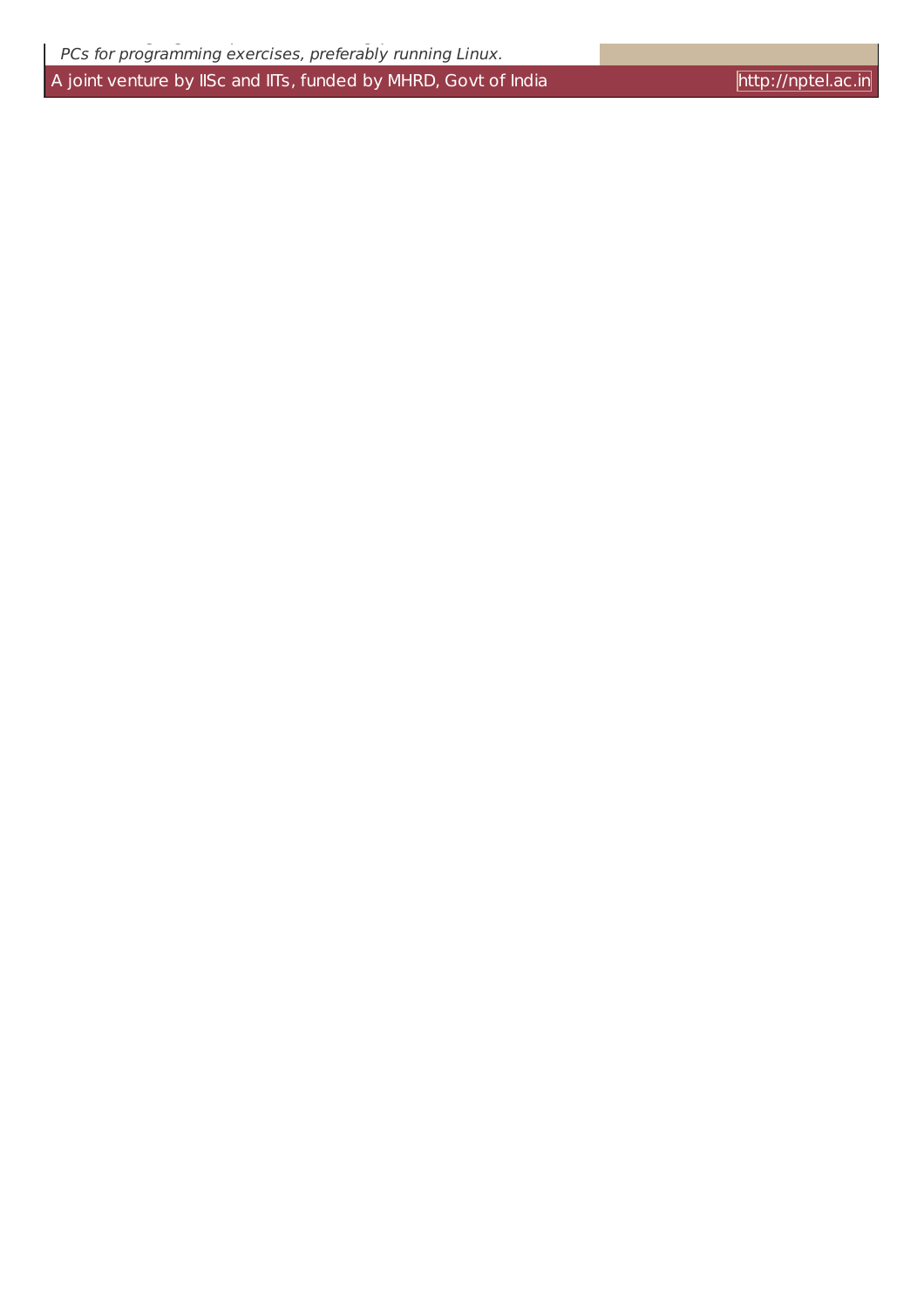*PCs for programming exercises, preferably running Linux.*

A joint venture by IISc and IITs, funded by MHRD, Govt of India http://nptel.ac.in